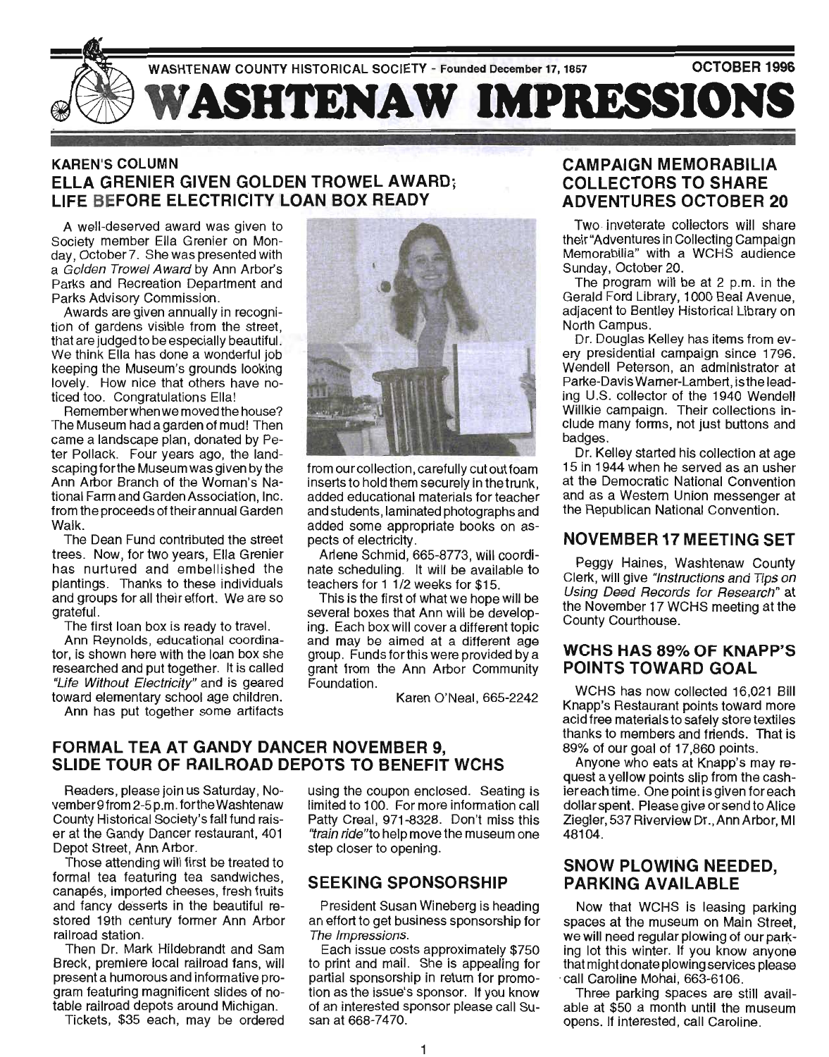WASHTENAW COUNTY HISTORICAL SOCIETY - Founded December 17, 1857

OCTOBER 1996

# WASHTENAW IMPRESSIONS

KAREN'S COLUMN

## ELLA GRENIER GIVEN GOLDEN TROWEL AWARD; LIFE BEFORE ELECTRICITY LOAN BOX READY

A well-deserved award was given to Society member Ella Grenier on Monday, October 7. She was presented with a *Golden Trowel Award* by Ann Arbor's Parks and Recreation Department and Parks Advisory Commission.

Awards are given annually in recognition of gardens visible from the street, that are judged to be especially beautiful. We think Ella has done a wonderful job keeping the Museum's grounds looking lovely. How nice that others have noticed too. Congratulations Ella!

Remember when we moved the house? The Museum had a garden of mud! Then came a landscape plan, donated by Peter Pollack. Four years ago, the landscaping for the Museum was given by the Ann Arbor Branch of the Woman's National Farm and Garden Association, Inc. from the proceeds of their annual Garden Walk.

The Dean Fund contributed the street trees. Now, for two years, Ella Grenier has nurtured and embellished the plantings. Thanks to these individuals and groups for all their effort. We are so grateful.

The first loan box is ready to travel.

Ann Reynolds, educational coordinator, is shown here with the loan box she researched and put together. It is called *"Life Without Electricity"* and is geared toward elementary school age children.

Ann has put together some artifacts from our collection, carefully cut out foam inserts to hold them securely in the trunk, added educational materials for teacher and students, laminated photographs and added some appropriate books on aspects of electricity.

Arlene Schmid, 665-8773, will coordinate scheduling. It will be available to teachers for 1 1/2 weeks for $15.

This is the first of what we hope will be several boxes that Ann will be developing. Each box will cover a different topic and may be aimed at a different age group. Funds for this were provided by a grant from the Ann Arbor Community Foundation.

Karen O'Neal, 665-2242

## FORMAL TEA AT GANDY DANCER NOVEMBER 9, SLIDE TOUR OF RAILROAD DEPOTS TO BENEFIT WCHS

Readers, please join us Saturday, November 9 from 2-5 p.m. for the Washtenaw County Historical Society's fall fund raiser at the Gandy Dancer restaurant, 401 Depot Street, Ann Arbor.

Those attending will first be treated to formal tea featuring tea sandwiches, canapés, imported cheeses, fresh fruits and fancy desserts in the beautiful restored 19th century former Ann Arbor railroad station.

Then Dr. Mark Hildebrandt and Sam Breck, premiere local railroad fans, will present a humorous and informative program featuring magnificent slides of notable railroad depots around Michigan.

Tickets, $35 each, may be ordered using the coupon enclosed. Seating is limited to 100. For more information call Patty Creal, 971-8328. Don't miss this *"train ride"* to help move the museum one step closer to opening.

## SEEKING SPONSORSHIP

President Susan Wineberg is heading an effort to get business sponsorship for *The Impressions.*

Each issue costs approximately $750 to print and mail. She is appealing for partial sponsorship in return for promotion as the issue's sponsor. If you know of an interested sponsor please call Susan at 668-7470.

## CAMPAIGN MEMORABILIA COLLECTORS TO SHARE ADVENTURES OCTOBER 20

Two inveterate collectors will share their "Adventures in Collecting Campaign Memorabilia" with a WCHS audience Sunday, October 20.

The program will be at 2 p.m. in the Gerald Ford Library, 1000 Beal Avenue, adjacent to Bentley Historical Library on North Campus.

Dr. Douglas Kelley has items from every presidential campaign since 1796. Wendell Peterson, an administrator at Parke-Davis Warner-Lambert, is the leading U.S. collector of the 1940 Wendell Willkie campaign. Their collections include many forms, not just buttons and badges.

Dr. Kelley started his collection at age 15 in 1944 when he served as an usher at the Democratic National Convention and as a Western Union messenger at the Republican National Convention.

## NOVEMBER 17 MEETING SET

Peggy Haines, Washtenaw County Clerk, will give *"Instructions and Tips on Using Deed Records for Research"* at the November 17 WCHS meeting at the County Courthouse.

## WCHS HAS 89% OF KNAPP'S POINTS TOWARD GOAL

WCHS has now collected 16,021 Bill Knapp's Restaurant points toward more acid free materials to safely store textiles thanks to members and friends. That is 89% of our goal of 17,860 points.

Anyone who eats at Knapp's may request a yellow points slip from the cashier each time. One point is given for each dollar spent. Please give or send to Alice Ziegler, 537 Riverview Dr., Ann Arbor, MI 48104.

## SNOW PLOWING NEEDED, PARKING AVAILABLE

Now that WCHS is leasing parking spaces at the museum on Main Street, we will need regular plowing of our parking lot this winter. If you know anyone that might donate plowing services please call Caroline Mohai, 663-6106.

Three parking spaces are still available at $50 a month until the museum opens. If interested, call Caroline.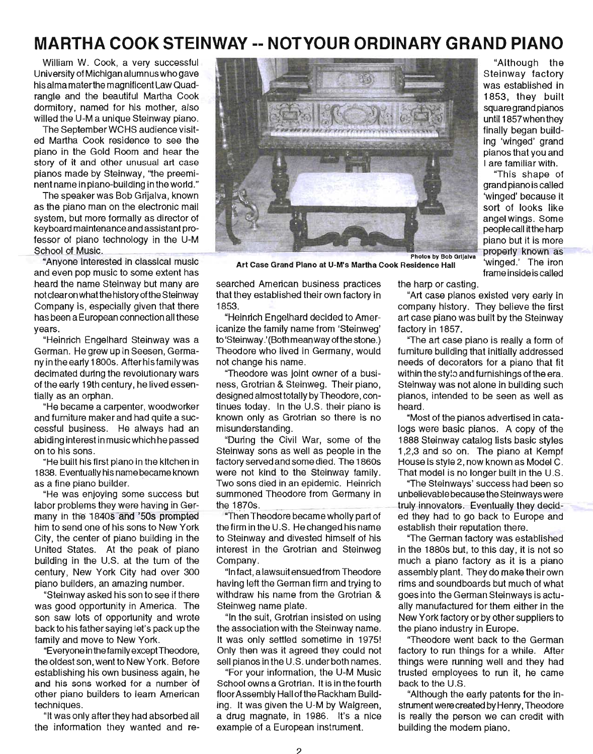# MARTHA COOK STEINWAY -- NOT YOUR ORDINARY GRAND PIANO

William W. Cook, a very successful University of Michigan alumnus who gave his alma mater the magnificent Law Quadrangle and the beautiful Martha Cook dormitory, named for his mother, also willed the U-M a unique Steinway piano.

The September WCHS audience visited Martha Cook residence to see the piano in the Gold Room and hear the story of it and other unusual art case pianos made by Steinway, "the preeminent name in piano-building in the world."

The speaker was Bob Grijalva, known as the piano man on the electronic mail system, but more formally as director of keyboard maintenance and assistant professor of piano technology in the U-M School of Music.

"Anyone interested in classical music and even pop music to some extent has heard the name Steinway but many are not clear on what the history of the Steinway Company is, especially given that there has been a European connection all these years.

"Heinrich Engelhard Steinway was a German. He grew up in Seesen, Germany in the early 1800s. After his family was decimated during the revolutionary wars of the early 19th century, he lived essentially as an orphan.

"He became a carpenter, woodworker and furniture maker and had quite a successful business. He always had an abiding interest in music which he passed on to his sons.

"He built his first piano in the kitchen in 1838. Eventually his name became known as a fine piano builder.

"He was enjoying some success but labor problems they were having in Germany in the 1840s and '50s prompted him to send one of his sons to New York City, the center of piano building in the United States. At the peak of piano building in the U.S. at the turn of the century, New York City had over 300 piano builders, an amazing number.

"Steinway asked his son to see if there was good opportunity in America. The son saw lots of opportunity and wrote back to his father saying let's pack up the family and move to New York.

"Everyone in the family except Theodore, the oldest son, went to New York. Before establishing his own business again, he and his sons worked for a number of other piano builders to learn American techniques.

"It was only after they had absorbed all the information they wanted and researched American business practices that they established their own factory in 1853.

"Heinrich Engelhard decided to Americanize the family name from 'Steinweg' to 'Steinway.' (Both mean way of the stone.) Theodore who lived in Germany, would not change his name.

"Theodore was joint owner of a business, Grotrian & Steinweg. Their piano, designed almost totally by Theodore, continues today. In the U.S. their piano is known only as Grotrian so there is no misunderstanding.

"During the Civil War, some of the Steinway sons as well as people in the factory served and some died. The 1860s were not kind to the Steinway family. Two sons died in an epidemic. Heinrich summoned Theodore from Germany in the 1870s.

"Then Theodore became wholly part of the firm in the U.S. He changed his name to Steinway and divested himself of his interest in the Grotrian and Steinweg Company.

"In fact, a lawsuit ensued from Theodore having left the German firm and trying to withdraw his name from the Grotrian & Steinweg name plate.

"In the suit, Grotrian insisted on using the association with the Steinway name. It was only settled sometime in 1975! Only then was it agreed they could not sell pianos in the U.S. under both names.

"For your information, the U-M Music School owns a Grotrian. It is in the fourth floor Assembly Hall of the Rackham Building. It was given the U-M by Walgreen, a drug magnate, in 1986. It's a nice example of a European instrument.

Photos by Bob Grijalva

**Art Case Grand Piano at U-M's Martha Cook Residence Hall**

"Although the Steinway factory was established in 1853, they built square grand pianos until 1857 when they finally began building 'winged' grand pianos that you and I are familiar with.

"This shape of grand piano is called 'winged' because it sort of looks like angel wings. Some people call it the harp piano but it is more properly known as 'winged.' The iron frame inside is called the harp or casting.

"Art case pianos existed very early in company history. They believe the first art case piano was built by the Steinway factory in 1857.

"The art case piano is really a form of furniture building that initially addressed needs of decorators for a piano that fit within the style and furnishings of the era. Steinway was not alone in building such pianos, intended to be seen as well as heard.

"Most of the pianos advertised in catalogs were basic pianos. A copy of the 1888 Steinway catalog lists basic styles 1,2,3 and so on. The piano at Kempf House is style 2, now known as Model C. That model is no longer built in the U.S.

"The Steinways' success had been so unbelievable because the Steinways were truly innovators. Eventually they decided they had to go back to Europe and establish their reputation there.

"The German factory was established in the 1880s but, to this day, it is not so much a piano factory as it is a piano assembly plant. They do make their own rims and soundboards but much of what goes into the German Steinways is actually manufactured for them either in the New York factory or by other suppliers to the piano industry in Europe.

"Theodore went back to the German factory to run things for a while. After things were running well and they had trusted employees to run it, he came back to the U.S.

"Although the early patents for the instrument were created by Henry, Theodore is really the person we can credit with building the modern piano.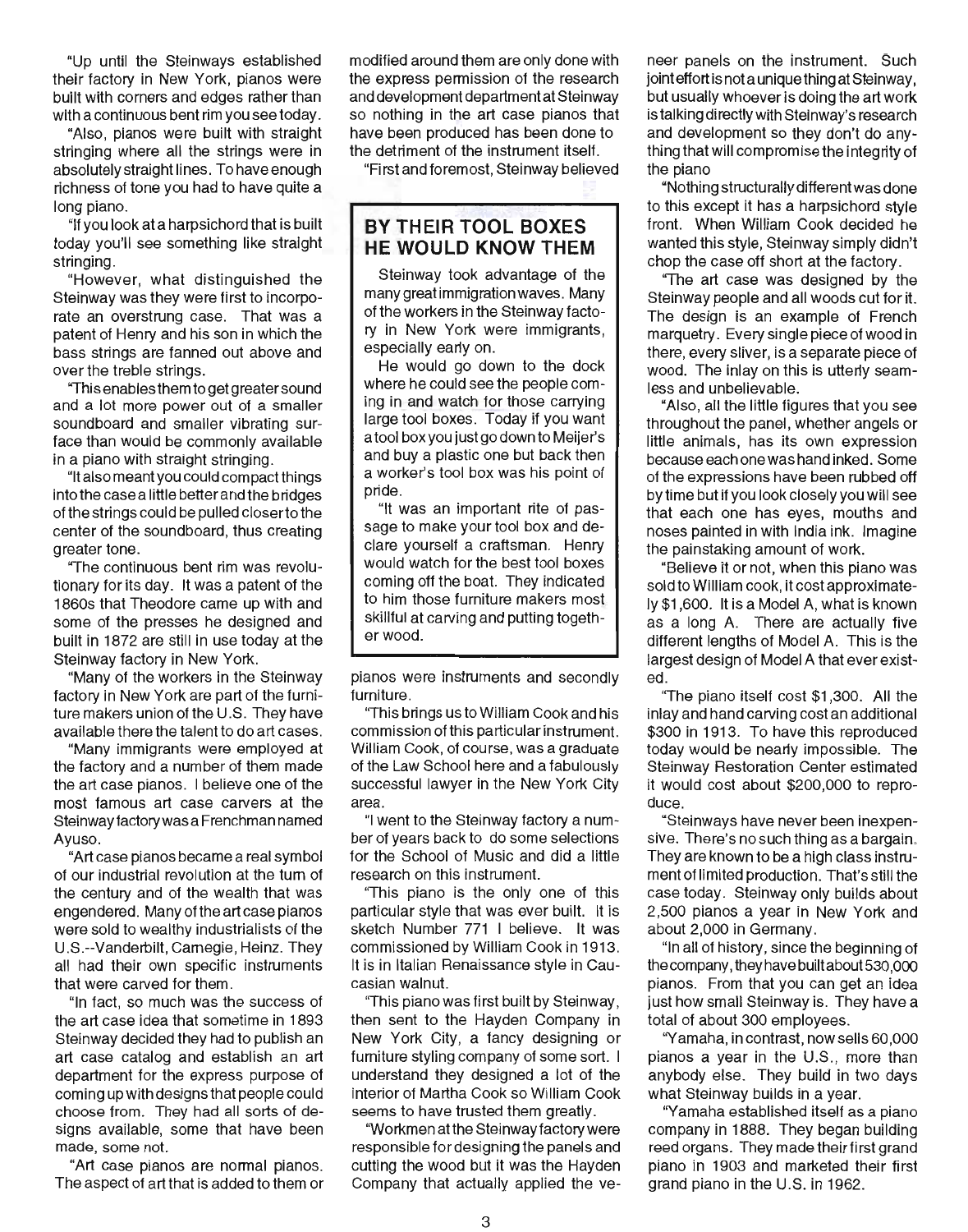"Up until the Steinways established their factory in New York, pianos were built with corners and edges rather than with a continuous bent rim you see today.

"Also, pianos were built with straight stringing where all the strings were in absolutely straight lines. To have enough richness of tone you had to have quite a long piano.

"If you look at a harpsichord that is built today you'll see something like straight stringing.

"However, what distinguished the Steinway was they were first to incorporate an overstrung case. That was a patent of Henry and his son in which the bass strings are fanned out above and over the treble strings.

"This enables them to get greater sound and a lot more power out of a smaller soundboard and smaller vibrating surface than would be commonly available in a piano with straight stringing.

"It also meant you could compact things into the case a little better and the bridges of the strings could be pulled closer to the center of the soundboard, thus creating greater tone.

"The continuous bent rim was revolutionary for its day. It was a patent of the 1860s that Theodore came up with and some of the presses he designed and built in 1872 are still in use today at the Steinway factory in New York.

"Many of the workers in the Steinway factory in New York are part of the furniture makers union of the U.S. They have available there the talent to do art cases.

"Many immigrants were employed at the factory and a number of them made the art case pianos. I believe one of the most famous art case carvers at the Steinway factory was a Frenchman named Ayuso.

"Art case pianos became a real symbol of our industrial revolution at the turn of the century and of the wealth that was engendered. Many of the art case pianos were sold to wealthy industrialists of the U.S.--Vanderbilt, Carnegie, Heinz. They all had their own specific instruments that were carved for them.

"In fact, so much was the success of the art case idea that sometime in 1893 Steinway decided they had to publish an art case catalog and establish an art department for the express purpose of coming up with designs that people could choose from. They had all sorts of designs available, some that have been made, some not.

"Art case pianos are normal pianos. The aspect of art that is added to them or modified around them are only done with the express permission of the research and development department at Steinway so nothing in the art case pianos that have been produced has been done to the detriment of the instrument itself.

"First and foremost, Steinway believed pianos were instruments and secondly furniture.

"This brings us to William Cook and his commission of this particular instrument. William Cook, of course, was a graduate of the Law School here and a fabulously successful lawyer in the New York City area.

"I went to the Steinway factory a number of years back to do some selections for the School of Music and did a little research on this instrument.

"This piano is the only one of this particular style that was ever built. It is sketch Number 771 I believe. It was commissioned by William Cook in 1913. It is in Italian Renaissance style in Caucasian walnut.

"This piano was first built by Steinway, then sent to the Hayden Company in New York City, a fancy designing or furniture styling company of some sort. I understand they designed a lot of the interior of Martha Cook so William Cook seems to have trusted them greatly.

"Workmen at the Steinway factory were responsible for designing the panels and cutting the wood but it was the Hayden Company that actually applied the veneer panels on the instrument. Such joint effort is not a unique thing at Steinway, but usually whoever is doing the art work is talking directly with Steinway's research and development so they don't do anything that will compromise the integrity of the piano

"Nothing structurally different was done to this except it has a harpsichord style front. When William Cook decided he wanted this style, Steinway simply didn't chop the case off short at the factory.

"The art case was designed by the Steinway people and all woods cut for it. The design is an example of French marquetry. Every single piece of wood in there, every sliver, is a separate piece of wood. The inlay on this is utterly seamless and unbelievable.

"Also, all the little figures that you see throughout the panel, whether angels or little animals, has its own expression because each one was hand inked. Some of the expressions have been rubbed off by time but if you look closely you will see that each one has eyes, mouths and noses painted in with India ink. Imagine the painstaking amount of work.

"Believe it or not, when this piano was sold to William cook, it cost approximately $1,600. It is a Model A, what is known as a long A. There are actually five different lengths of Model A. This is the largest design of Model A that ever existed.

"The piano itself cost $1,300. All the inlay and hand carving cost an additional $300 in 1913. To have this reproduced today would be nearly impossible. The Steinway Restoration Center estimated it would cost about $200,000 to reproduce.

"Steinways have never been inexpensive. There's no such thing as a bargain. They are known to be a high class instrument of limited production. That's still the case today. Steinway only builds about 2,500 pianos a year in New York and about 2,000 in Germany.

"In all of history, since the beginning of the company, they have built about 530,000 pianos. From that you can get an idea just how small Steinway is. They have a total of about 300 employees.

"Yamaha, in contrast, now sells 60,000 pianos a year in the U.S., more than anybody else. They build in two days what Steinway builds in a year.

"Yamaha established itself as a piano company in 1888. They began building reed organs. They made their first grand piano in 1903 and marketed their first grand piano in the U.S. in 1962.

## BY THEIR TOOL BOXES HE WOULD KNOW THEM

Steinway took advantage of the many great immigration waves. Many of the workers in the Steinway factory in New York were immigrants, especially early on.

He would go down to the dock where he could see the people coming in and watch for those carrying large tool boxes. Today if you want a tool box you just go down to Meijer's and buy a plastic one but back then a worker's tool box was his point of pride.

"It was an important rite of passage to make your tool box and declare yourself a craftsman. Henry would watch for the best tool boxes coming off the boat. They indicated to him those furniture makers most skillful at carving and putting together wood.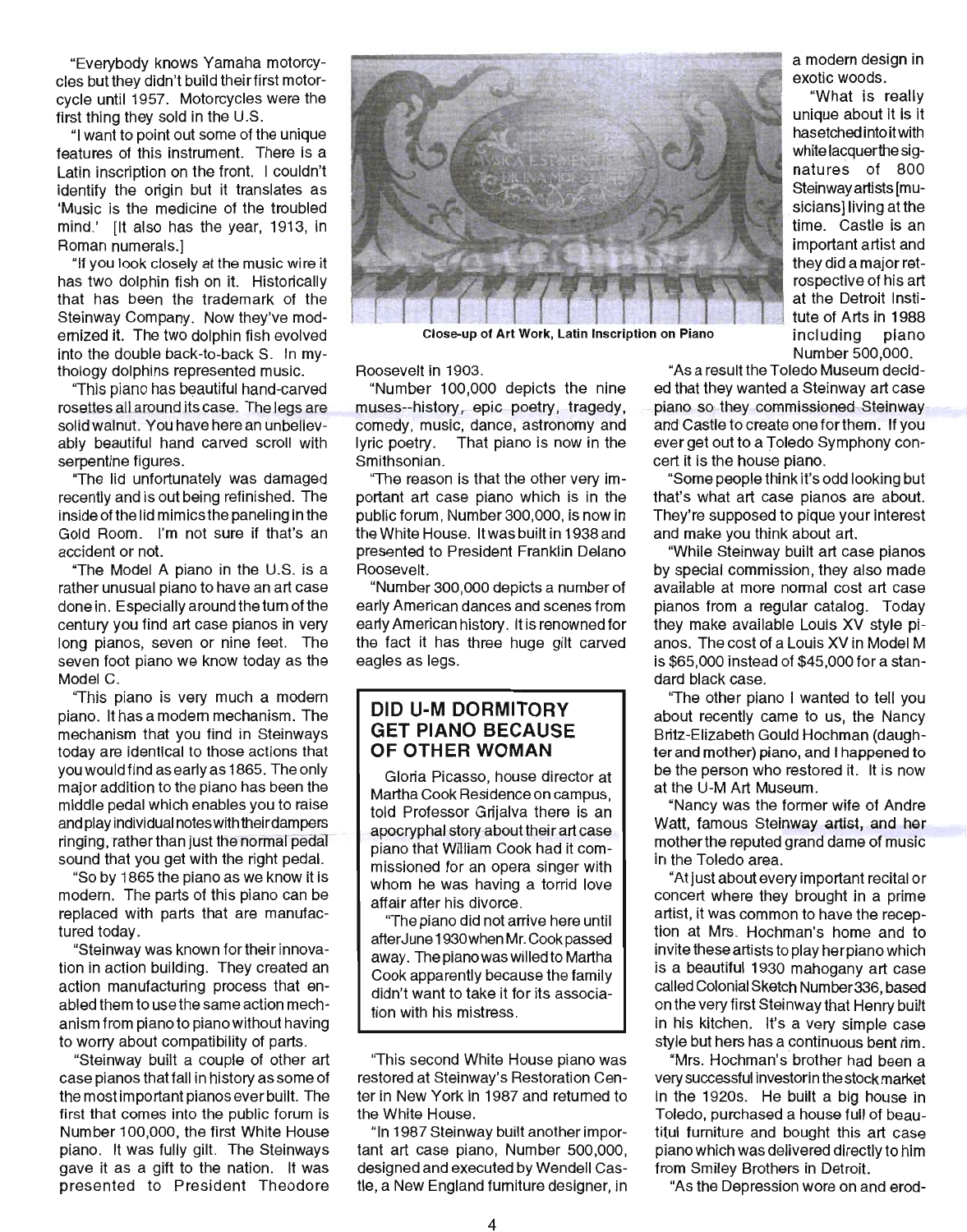"Everybody knows Yamaha motorcycles but they didn't build their first motorcycle until 1957. Motorcycles were the first thing they sold in the U.S.

"I want to point out some of the unique features of this instrument. There is a Latin inscription on the front. I couldn't identify the origin but it translates as 'Music is the medicine of the troubled mind.' [It also has the year, 1913, in Roman numerals.]

"If you look closely at the music wire it has two dolphin fish on it. Historically that has been the trademark of the Steinway Company. Now they've modernized it. The two dolphin fish evolved into the double back-to-back S. In mythology dolphins represented music.

"This piano has beautiful hand-carved rosettes all around its case. The legs are solid walnut. You have here an unbelievably beautiful hand carved scroll with serpentine figures.

"The lid unfortunately was damaged recently and is out being refinished. The inside of the lid mimics the paneling in the Gold Room. I'm not sure if that's an accident or not.

"The Model A piano in the U.S. is a rather unusual piano to have an art case done in. Especially around the turn of the century you find art case pianos in very long pianos, seven or nine feet. The seven foot piano we know today as the Model C.

"This piano is very much a modern piano. It has a modern mechanism. The mechanism that you find in Steinways today are identical to those actions that you would find as early as 1865. The only major addition to the piano has been the middle pedal which enables you to raise and play individual notes with their dampers ringing, rather than just the normal pedal sound that you get with the right pedal.

"So by 1865 the piano as we know it is modern. The parts of this piano can be replaced with parts that are manufactured today.

"Steinway was known for their innovation in action building. They created an action manufacturing process that enabled them to use the same action mechanism from piano to piano without having to worry about compatibility of parts.

"Steinway built a couple of other art case pianos that fall in history as some of the most important pianos ever built. The first that comes into the public forum is Number 100,000, the first White House piano. It was fully gilt. The Steinways gave it as a gift to the nation. It was presented to President Theodore Roosevelt in 1903.

Close-up of Art Work, Latin Inscription on Piano

"Number 100,000 depicts the nine muses--history, epic poetry, tragedy, comedy, music, dance, astronomy and lyric poetry. That piano is now in the Smithsonian.

"The reason is that the other very important art case piano which is in the public forum, Number 300,000, is now in the White House. It was built in 1938 and presented to President Franklin Delano Roosevelt.

"Number 300,000 depicts a number of early American dances and scenes from early American history. It is renowned for the fact it has three huge gilt carved eagles as legs.

## DID U-M DORMITORY GET PIANO BECAUSE OF OTHER WOMAN

Gloria Picasso, house director at Martha Cook Residence on campus, told Professor Grijalva there is an apocryphal story about their art case piano that William Cook had it commissioned for an opera singer with whom he was having a torrid love affair after his divorce.

"The piano did not arrive here until after June 1930 when Mr. Cook passed away. The piano was willed to Martha Cook apparently because the family didn't want to take it for its association with his mistress.

"This second White House piano was restored at Steinway's Restoration Center in New York in 1987 and returned to the White House.

"In 1987 Steinway built another important art case piano, Number 500,000, designed and executed by Wendell Castle, a New England furniture designer, in a modern design in exotic woods.

"What is really unique about it is it has etched into it with white lacquer the signatures of 800 Steinway artists [musicians] living at the time. Castle is an important artist and they did a major retrospective of his art at the Detroit Institute of Arts in 1988 including piano Number 500,000.

"As a result the Toledo Museum decided that they wanted a Steinway art case piano so they commissioned Steinway and Castle to create one for them. If you ever get out to a Toledo Symphony concert it is the house piano.

"Some people think it's odd looking but that's what art case pianos are about. They're supposed to pique your interest and make you think about art.

"While Steinway built art case pianos by special commission, they also made available at more normal cost art case pianos from a regular catalog. Today they make available Louis XV style pianos. The cost of a Louis XV in Model M is $65,000 instead of $45,000 for a standard black case.

"The other piano I wanted to tell you about recently came to us, the Nancy Britz-Elizabeth Gould Hochman (daughter and mother) piano, and I happened to be the person who restored it. It is now at the U-M Art Museum.

"Nancy was the former wife of Andre Watt, famous Steinway artist, and her mother the reputed grand dame of music in the Toledo area.

"At just about every important recital or concert where they brought in a prime artist, it was common to have the reception at Mrs. Hochman's home and to invite these artists to play her piano which is a beautiful 1930 mahogany art case called Colonial Sketch Number 336, based on the very first Steinway that Henry built in his kitchen. It's a very simple case style but hers has a continuous bent rim.

"Mrs. Hochman's brother had been a very successful investor in the stock market in the 1920s. He built a big house in Toledo, purchased a house full of beautiful furniture and bought this art case piano which was delivered directly to him from Smiley Brothers in Detroit.

"As the Depression wore on and erod-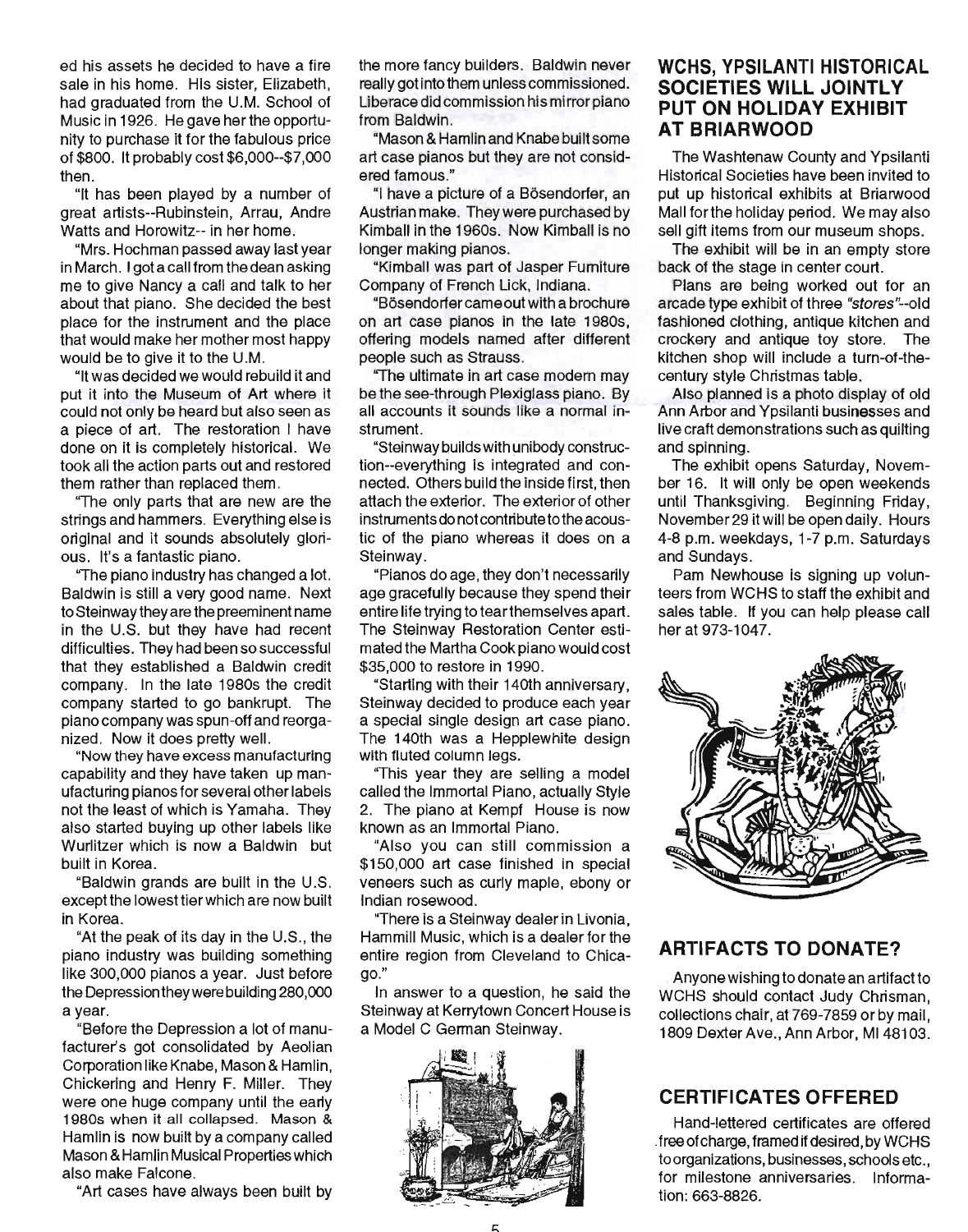ed his assets he decided to have a fire sale in his home. His sister, Elizabeth, had graduated from the U.M. School of Music in 1926. He gave her the opportunity to purchase it for the fabulous price of $800. It probably cost $6,000--$7,000 then.

"It has been played by a number of great artists--Rubinstein, Arrau, Andre Watts and Horowitz-- in her home.

"Mrs. Hochman passed away last year in March. I got a call from the dean asking me to give Nancy a call and talk to her about that piano. She decided the best place for the instrument and the place that would make her mother most happy would be to give it to the U.M.

"It was decided we would rebuild it and put it into the Museum of Art where it could not only be heard but also seen as a piece of art. The restoration I have done on it is completely historical. We took all the action parts out and restored them rather than replaced them.

"The only parts that are new are the strings and hammers. Everything else is original and it sounds absolutely glorious. It's a fantastic piano.

"The piano industry has changed a lot. Baldwin is still a very good name. Next to Steinway they are the preeminent name in the U.S. but they have had recent difficulties. They had been so successful that they established a Baldwin credit company. In the late 1980s the credit company started to go bankrupt. The piano company was spun-off and reorganized. Now it does pretty well.

"Now they have excess manufacturing capability and they have taken up manufacturing pianos for several other labels not the least of which is Yamaha. They also started buying up other labels like Wurlitzer which is now a Baldwin but built in Korea.

"Baldwin grands are built in the U.S. except the lowest tier which are now built in Korea.

"At the peak of its day in the U.S., the piano industry was building something like 300,000 pianos a year. Just before the Depression they were building 280,000 a year.

"Before the Depression a lot of manufacturer's got consolidated by Aeolian Corporation like Knabe, Mason & Hamlin, Chickering and Henry F. Miller. They were one huge company until the early 1980s when it all collapsed. Mason & Hamlin is now built by a company called Mason & Hamlin Musical Properties which also make Falcone.

"Art cases have always been built by the more fancy builders. Baldwin never really got into them unless commissioned. Liberace did commission his mirror piano from Baldwin.

"Mason & Hamlin and Knabe built some art case pianos but they are not considered famous."

"I have a picture of a Bösendorfer, an Austrian make. They were purchased by Kimball in the 1960s. Now Kimball is no longer making pianos.

"Kimball was part of Jasper Furniture Company of French Lick, Indiana.

"Bösendorfer came out with a brochure on art case pianos in the late 1980s, offering models named after different people such as Strauss.

"The ultimate in art case modern may be the see-through Plexiglass piano. By all accounts it sounds like a normal instrument.

"Steinway builds with unibody construction--everything is integrated and connected. Others build the inside first, then attach the exterior. The exterior of other instruments do not contribute to the acoustic of the piano whereas it does on a Steinway.

"Pianos do age, they don't necessarily age gracefully because they spend their entire life trying to tear themselves apart. The Steinway Restoration Center estimated the Martha Cook piano would cost $35,000 to restore in 1990.

"Starting with their 140th anniversary, Steinway decided to produce each year a special single design art case piano. The 140th was a Hepplewhite design with fluted column legs.

"This year they are selling a model called the Immortal Piano, actually Style 2. The piano at Kempf House is now known as an Immortal Piano.

"Also you can still commission a $150,000 art case finished in special veneers such as curly maple, ebony or Indian rosewood.

"There is a Steinway dealer in Livonia, Hammill Music, which is a dealer for the entire region from Cleveland to Chicago."

In answer to a question, he said the Steinway at Kerrytown Concert House is a Model C German Steinway.

## WCHS, YPSILANTI HISTORICAL SOCIETIES WILL JOINTLY PUT ON HOLIDAY EXHIBIT AT BRIARWOOD

The Washtenaw County and Ypsilanti Historical Societies have been invited to put up historical exhibits at Briarwood Mall for the holiday period. We may also sell gift items from our museum shops.

The exhibit will be in an empty store back of the stage in center court.

Plans are being worked out for an arcade type exhibit of three *"stores"*--old fashioned clothing, antique kitchen and crockery and antique toy store. The kitchen shop will include a turn-of-the-century style Christmas table.

Also planned is a photo display of old Ann Arbor and Ypsilanti businesses and live craft demonstrations such as quilting and spinning.

The exhibit opens Saturday, November 16. It will only be open weekends until Thanksgiving. Beginning Friday, November 29 it will be open daily. Hours 4-8 p.m. weekdays, 1-7 p.m. Saturdays and Sundays.

Pam Newhouse is signing up volunteers from WCHS to staff the exhibit and sales table. If you can help please call her at 973-1047.

## ARTIFACTS TO DONATE?

Anyone wishing to donate an artifact to WCHS should contact Judy Chrisman, collections chair, at 769-7859 or by mail, 1809 Dexter Ave., Ann Arbor, MI 48103.

## CERTIFICATES OFFERED

Hand-lettered certificates are offered free of charge, framed if desired, by WCHS to organizations, businesses, schools etc., for milestone anniversaries. Information: 663-8826.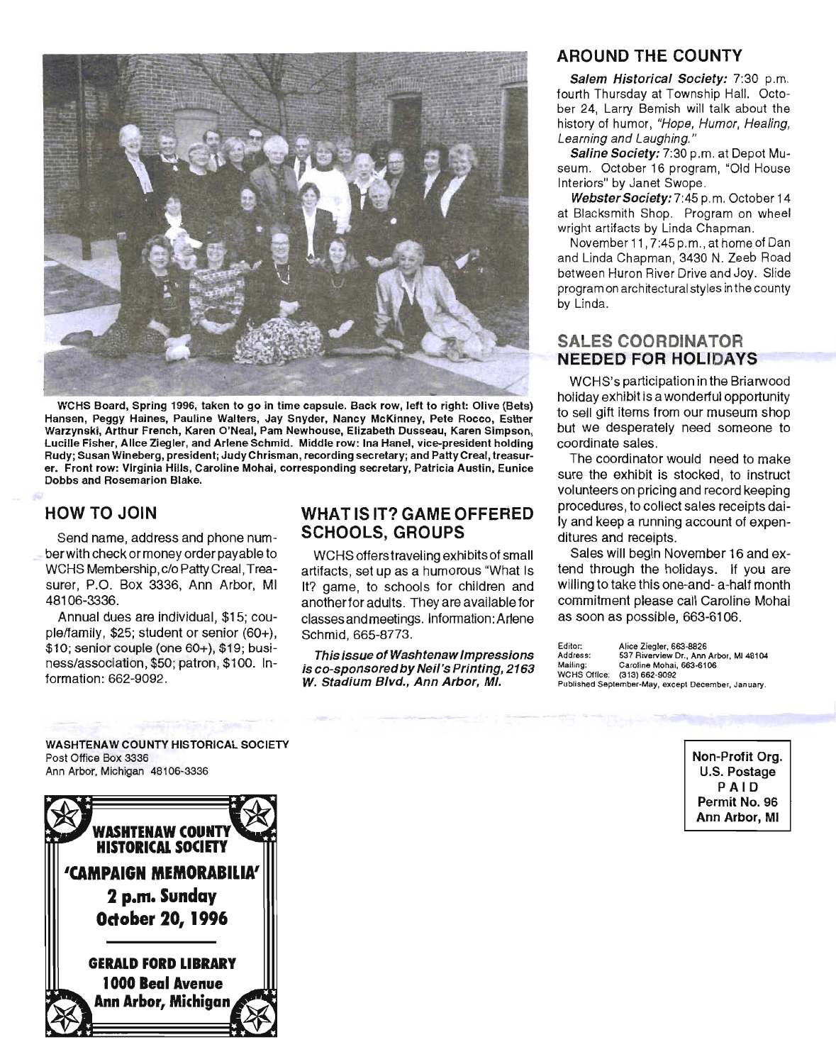WCHS Board, Spring 1996, taken to go in time capsule. Back row, left to right: Olive (Bets) Hansen, Peggy Haines, Pauline Walters, Jay Snyder, Nancy McKinney, Pete Rocco, Esther Warzynski, Arthur French, Karen O'Neal, Pam Newhouse, Elizabeth Dusseau, Karen Simpson, Lucille Fisher, Alice Ziegler, and Arlene Schmid. Middle row: Ina Hanel, vice-president holding Rudy; Susan Wineberg, president; Judy Chrisman, recording secretary; and Patty Creal, treasurer. Front row: Virginia Hills, Caroline Mohai, corresponding secretary, Patricia Austin, Eunice Dobbs and Rosemarion Blake.

## HOW TO JOIN

Send name, address and phone number with check or money order payable to WCHS Membership, c/o Patty Creal, Treasurer, P.O. Box 3336, Ann Arbor, MI 48106-3336.

Annual dues are individual, $15; couple/family, $25; student or senior (60+), $10; senior couple (one 60+), $19; business/association, $50; patron, $100. Information: 662-9092.

## WHAT IS IT? GAME OFFERED SCHOOLS, GROUPS

WCHS offers traveling exhibits of small artifacts, set up as a humorous "What Is It? game, to schools for children and another for adults. They are available for classes and meetings. Information: Arlene Schmid, 665-8773.

***This issue of Washtenaw Impressions is co-sponsored by Neil's Printing, 2163 W. Stadium Blvd., Ann Arbor, MI.***

## AROUND THE COUNTY

***Salem Historical Society:*** 7:30 p.m. fourth Thursday at Township Hall. October 24, Larry Bemish will talk about the history of humor, *"Hope, Humor, Healing, Learning and Laughing."*

***Saline Society:*** 7:30 p.m. at Depot Museum. October 16 program, "Old House Interiors" by Janet Swope.

***Webster Society:*** 7:45 p.m. October 14 at Blacksmith Shop. Program on wheel wright artifacts by Linda Chapman.

November 11, 7:45 p.m., at home of Dan and Linda Chapman, 3430 N. Zeeb Road between Huron River Drive and Joy. Slide program on architectural styles in the county by Linda.

## SALES COORDINATOR NEEDED FOR HOLIDAYS

WCHS's participation in the Briarwood holiday exhibit is a wonderful opportunity to sell gift items from our museum shop but we desperately need someone to coordinate sales.

The coordinator would need to make sure the exhibit is stocked, to instruct volunteers on pricing and record keeping procedures, to collect sales receipts daily and keep a running account of expenditures and receipts.

Sales will begin November 16 and extend through the holidays. If you are willing to take this one-and- a-half month commitment please call Caroline Mohai as soon as possible, 663-6106.

Editor: Alice Ziegler, 663-8826
Address: 537 Riverview Dr., Ann Arbor, MI 48104
Mailing: Caroline Mohai, 663-6106
WCHS Office: (313) 662-9092
Published September-May, except December, January.

**WASHTENAW COUNTY HISTORICAL SOCIETY**
Post Office Box 3336
Ann Arbor, Michigan 48106-3336

**Non-Profit Org.**
**U.S. Postage**
**PAID**
**Permit No. 96**
**Ann Arbor, MI**

**WASHTENAW COUNTY HISTORICAL SOCIETY**

**'CAMPAIGN MEMORABILIA'**

**2 p.m. Sunday**
**October 20, 1996**

**GERALD FORD LIBRARY**
**1000 Beal Avenue**
**Ann Arbor, Michigan**